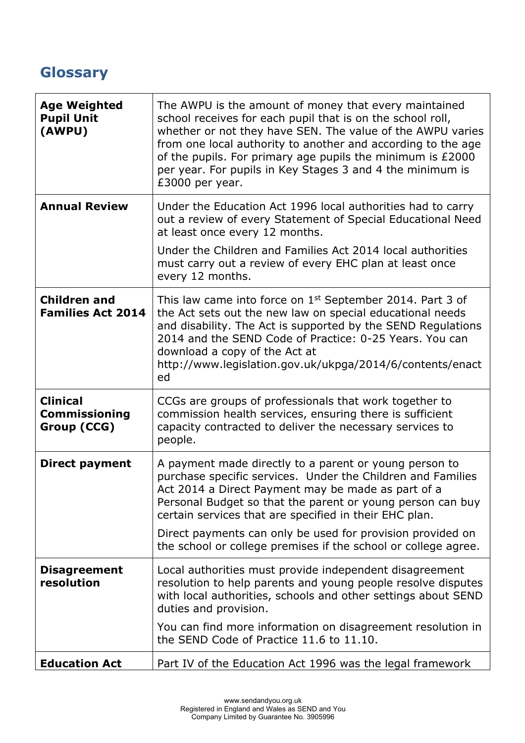## Glossary

| | |
|---|---|
| **Age Weighted Pupil Unit (AWPU)** | The AWPU is the amount of money that every maintained school receives for each pupil that is on the school roll, whether or not they have SEN. The value of the AWPU varies from one local authority to another and according to the age of the pupils. For primary age pupils the minimum is £2000 per year. For pupils in Key Stages 3 and 4 the minimum is £3000 per year. |
| **Annual Review** | Under the Education Act 1996 local authorities had to carry out a review of every Statement of Special Educational Need at least once every 12 months.<br><br>Under the Children and Families Act 2014 local authorities must carry out a review of every EHC plan at least once every 12 months. |
| **Children and Families Act 2014** | This law came into force on 1st September 2014. Part 3 of the Act sets out the new law on special educational needs and disability. The Act is supported by the SEND Regulations 2014 and the SEND Code of Practice: 0-25 Years. You can download a copy of the Act at http://www.legislation.gov.uk/ukpga/2014/6/contents/enacted |
| **Clinical Commissioning Group (CCG)** | CCGs are groups of professionals that work together to commission health services, ensuring there is sufficient capacity contracted to deliver the necessary services to people. |
| **Direct payment** | A payment made directly to a parent or young person to purchase specific services. Under the Children and Families Act 2014 a Direct Payment may be made as part of a Personal Budget so that the parent or young person can buy certain services that are specified in their EHC plan.<br><br>Direct payments can only be used for provision provided on the school or college premises if the school or college agree. |
| **Disagreement resolution** | Local authorities must provide independent disagreement resolution to help parents and young people resolve disputes with local authorities, schools and other settings about SEND duties and provision.<br><br>You can find more information on disagreement resolution in the SEND Code of Practice 11.6 to 11.10. |
| **Education Act** | Part IV of the Education Act 1996 was the legal framework |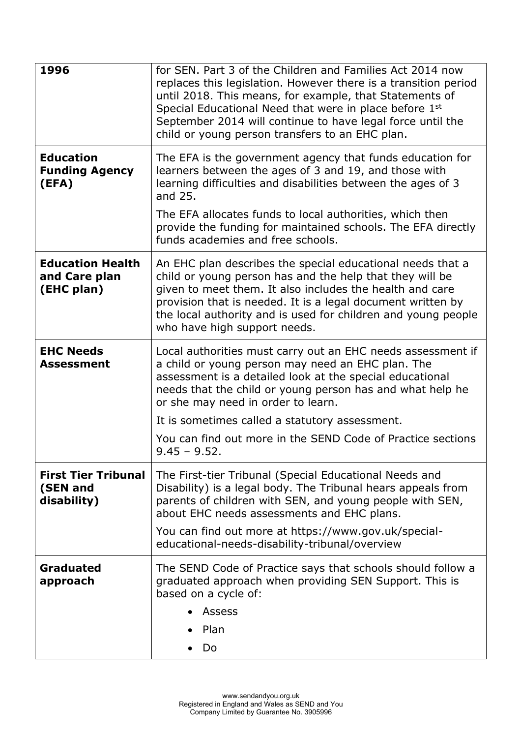| 1996 | for SEN. Part 3 of the Children and Families Act 2014 now replaces this legislation. However there is a transition period until 2018. This means, for example, that Statements of Special Educational Need that were in place before 1st September 2014 will continue to have legal force until the child or young person transfers to an EHC plan. |
|---|---|
| **Education Funding Agency (EFA)** | The EFA is the government agency that funds education for learners between the ages of 3 and 19, and those with learning difficulties and disabilities between the ages of 3 and 25.<br><br>The EFA allocates funds to local authorities, which then provide the funding for maintained schools. The EFA directly funds academies and free schools. |
| **Education Health and Care plan (EHC plan)** | An EHC plan describes the special educational needs that a child or young person has and the help that they will be given to meet them. It also includes the health and care provision that is needed. It is a legal document written by the local authority and is used for children and young people who have high support needs. |
| **EHC Needs Assessment** | Local authorities must carry out an EHC needs assessment if a child or young person may need an EHC plan. The assessment is a detailed look at the special educational needs that the child or young person has and what help he or she may need in order to learn.<br><br>It is sometimes called a statutory assessment.<br><br>You can find out more in the SEND Code of Practice sections 9.45 – 9.52. |
| **First Tier Tribunal (SEN and disability)** | The First-tier Tribunal (Special Educational Needs and Disability) is a legal body. The Tribunal hears appeals from parents of children with SEN, and young people with SEN, about EHC needs assessments and EHC plans.<br><br>You can find out more at https://www.gov.uk/special-educational-needs-disability-tribunal/overview |
| **Graduated approach** | The SEND Code of Practice says that schools should follow a graduated approach when providing SEN Support. This is based on a cycle of:<br><br>• Assess<br>• Plan<br>• Do |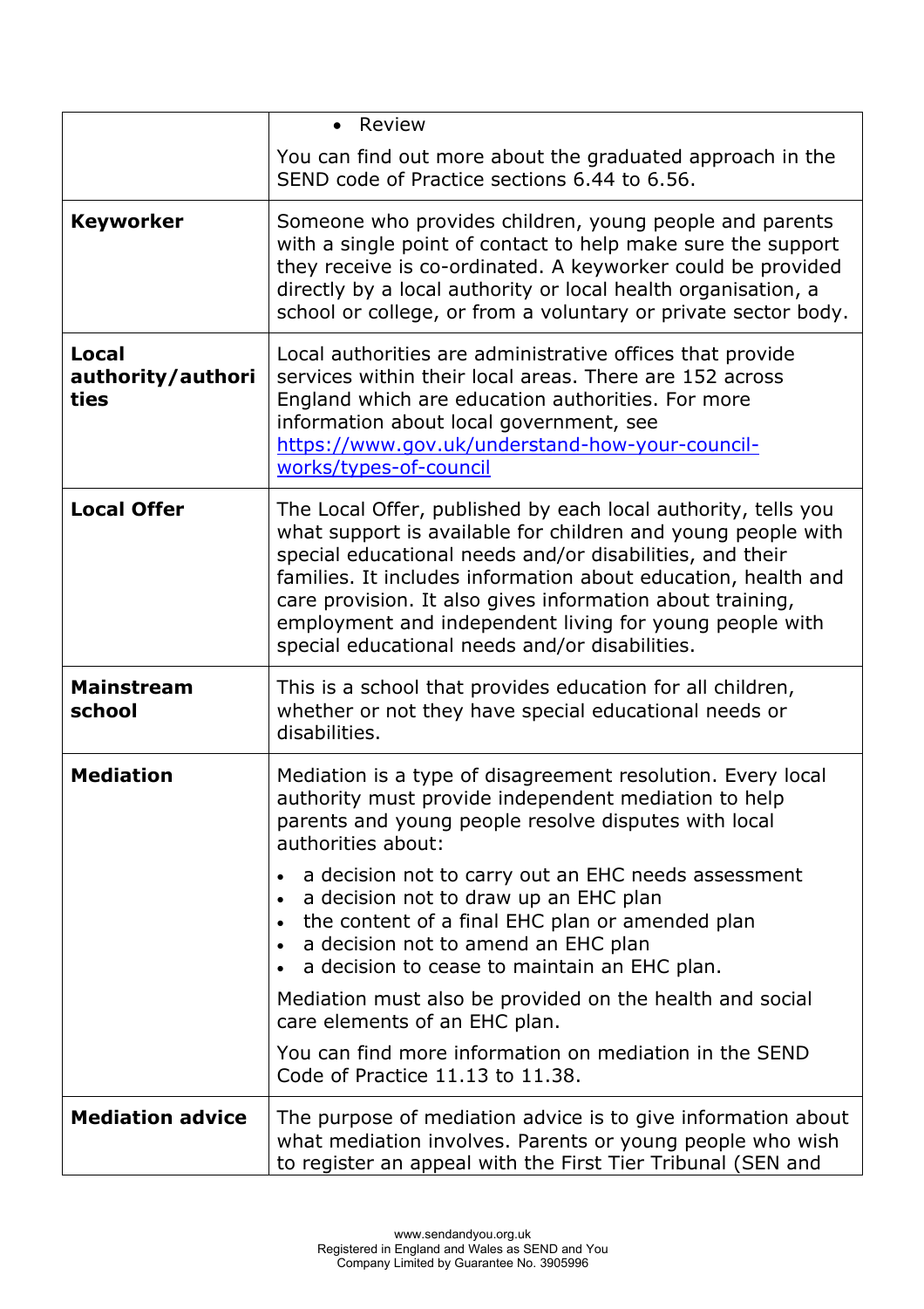| | |
|---|---|
| | • Review<br><br>You can find out more about the graduated approach in the SEND code of Practice sections 6.44 to 6.56. |
| **Keyworker** | Someone who provides children, young people and parents with a single point of contact to help make sure the support they receive is co-ordinated. A keyworker could be provided directly by a local authority or local health organisation, a school or college, or from a voluntary or private sector body. |
| **Local authority/authorities** | Local authorities are administrative offices that provide services within their local areas. There are 152 across England which are education authorities. For more information about local government, see [https://www.gov.uk/understand-how-your-council-works/types-of-council](https://www.gov.uk/understand-how-your-council-works/types-of-council) |
| **Local Offer** | The Local Offer, published by each local authority, tells you what support is available for children and young people with special educational needs and/or disabilities, and their families. It includes information about education, health and care provision. It also gives information about training, employment and independent living for young people with special educational needs and/or disabilities. |
| **Mainstream school** | This is a school that provides education for all children, whether or not they have special educational needs or disabilities. |
| **Mediation** | Mediation is a type of disagreement resolution. Every local authority must provide independent mediation to help parents and young people resolve disputes with local authorities about:<br><br>• a decision not to carry out an EHC needs assessment<br>• a decision not to draw up an EHC plan<br>• the content of a final EHC plan or amended plan<br>• a decision not to amend an EHC plan<br>• a decision to cease to maintain an EHC plan.<br><br>Mediation must also be provided on the health and social care elements of an EHC plan.<br><br>You can find more information on mediation in the SEND Code of Practice 11.13 to 11.38. |
| **Mediation advice** | The purpose of mediation advice is to give information about what mediation involves. Parents or young people who wish to register an appeal with the First Tier Tribunal (SEN and |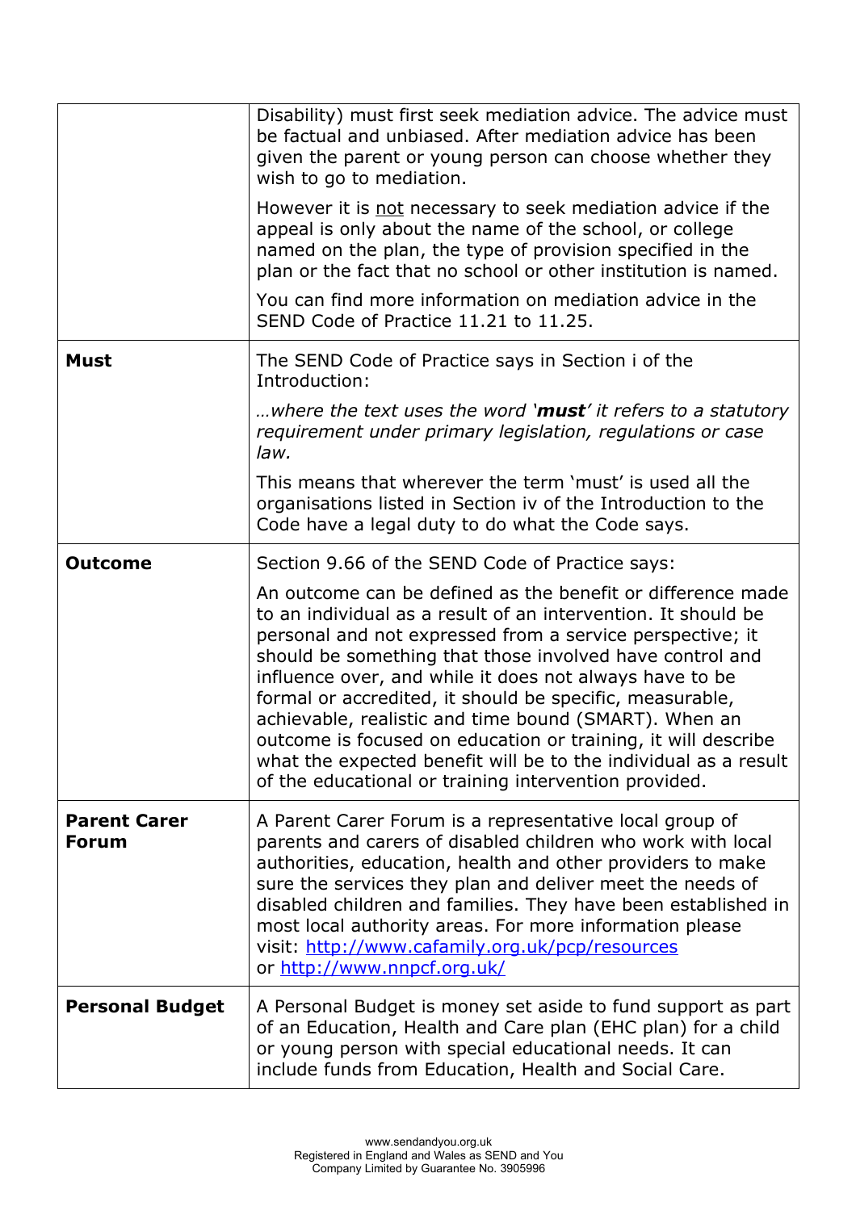| | |
|---|---|
| | Disability) must first seek mediation advice. The advice must be factual and unbiased. After mediation advice has been given the parent or young person can choose whether they wish to go to mediation.<br><br>However it is <u>not</u> necessary to seek mediation advice if the appeal is only about the name of the school, or college named on the plan, the type of provision specified in the plan or the fact that no school or other institution is named.<br><br>You can find more information on mediation advice in the SEND Code of Practice 11.21 to 11.25. |
| **Must** | The SEND Code of Practice says in Section i of the Introduction:<br><br>*…where the text uses the word '**must**' it refers to a statutory requirement under primary legislation, regulations or case law.*<br><br>This means that wherever the term 'must' is used all the organisations listed in Section iv of the Introduction to the Code have a legal duty to do what the Code says. |
| **Outcome** | Section 9.66 of the SEND Code of Practice says:<br><br>An outcome can be defined as the benefit or difference made to an individual as a result of an intervention. It should be personal and not expressed from a service perspective; it should be something that those involved have control and influence over, and while it does not always have to be formal or accredited, it should be specific, measurable, achievable, realistic and time bound (SMART). When an outcome is focused on education or training, it will describe what the expected benefit will be to the individual as a result of the educational or training intervention provided. |
| **Parent Carer Forum** | A Parent Carer Forum is a representative local group of parents and carers of disabled children who work with local authorities, education, health and other providers to make sure the services they plan and deliver meet the needs of disabled children and families. They have been established in most local authority areas. For more information please visit: [http://www.cafamily.org.uk/pcp/resources](http://www.cafamily.org.uk/pcp/resources) or [http://www.nnpcf.org.uk/](http://www.nnpcf.org.uk/) |
| **Personal Budget** | A Personal Budget is money set aside to fund support as part of an Education, Health and Care plan (EHC plan) for a child or young person with special educational needs. It can include funds from Education, Health and Social Care. |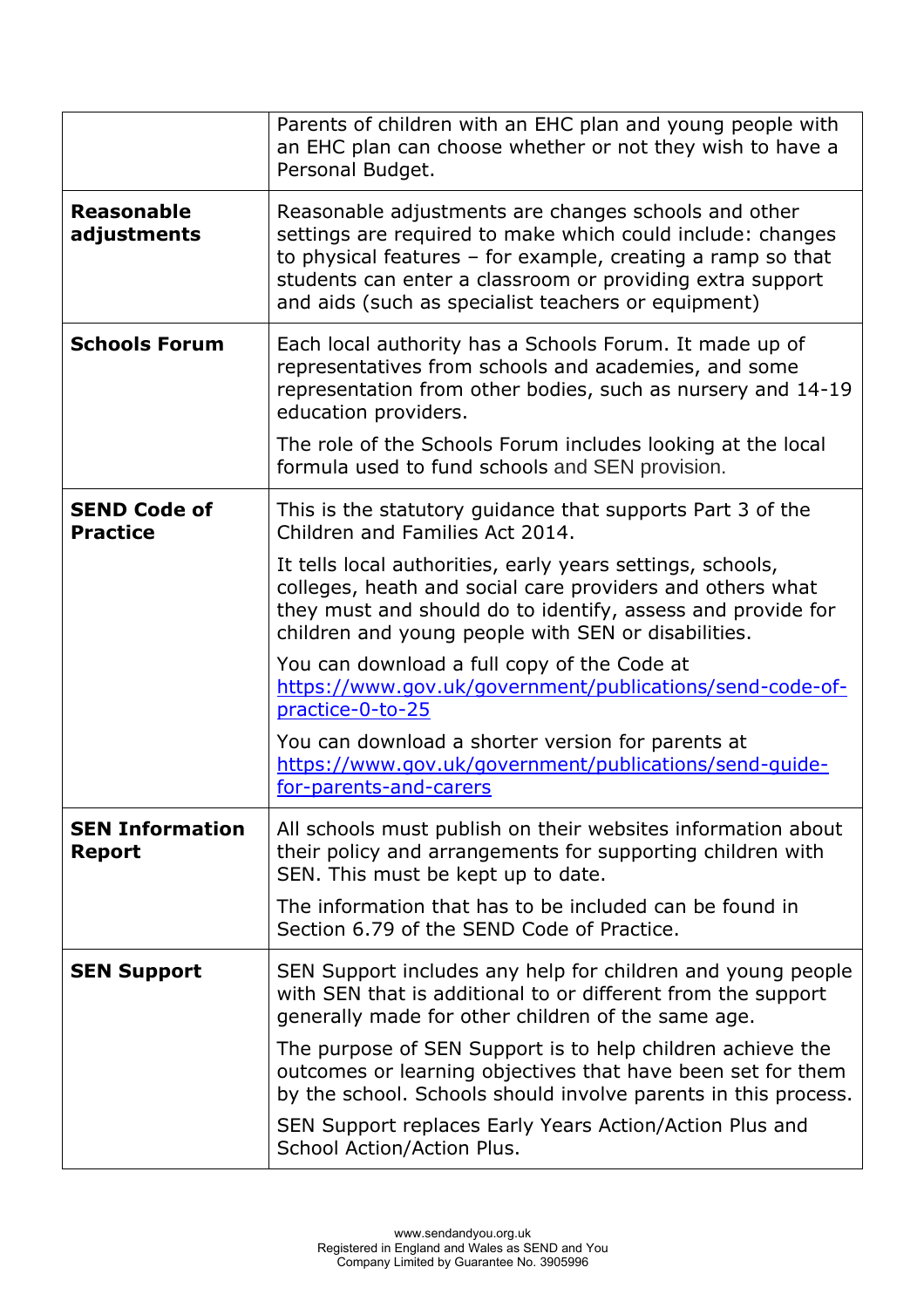| | |
|---|---|
| | Parents of children with an EHC plan and young people with an EHC plan can choose whether or not they wish to have a Personal Budget. |
| **Reasonable adjustments** | Reasonable adjustments are changes schools and other settings are required to make which could include: changes to physical features – for example, creating a ramp so that students can enter a classroom or providing extra support and aids (such as specialist teachers or equipment) |
| **Schools Forum** | Each local authority has a Schools Forum. It made up of representatives from schools and academies, and some representation from other bodies, such as nursery and 14-19 education providers.<br><br>The role of the Schools Forum includes looking at the local formula used to fund schools and SEN provision. |
| **SEND Code of Practice** | This is the statutory guidance that supports Part 3 of the Children and Families Act 2014.<br><br>It tells local authorities, early years settings, schools, colleges, heath and social care providers and others what they must and should do to identify, assess and provide for children and young people with SEN or disabilities.<br><br>You can download a full copy of the Code at https://www.gov.uk/government/publications/send-code-of-practice-0-to-25<br><br>You can download a shorter version for parents at https://www.gov.uk/government/publications/send-guide-for-parents-and-carers |
| **SEN Information Report** | All schools must publish on their websites information about their policy and arrangements for supporting children with SEN. This must be kept up to date.<br><br>The information that has to be included can be found in Section 6.79 of the SEND Code of Practice. |
| **SEN Support** | SEN Support includes any help for children and young people with SEN that is additional to or different from the support generally made for other children of the same age.<br><br>The purpose of SEN Support is to help children achieve the outcomes or learning objectives that have been set for them by the school. Schools should involve parents in this process.<br><br>SEN Support replaces Early Years Action/Action Plus and School Action/Action Plus. |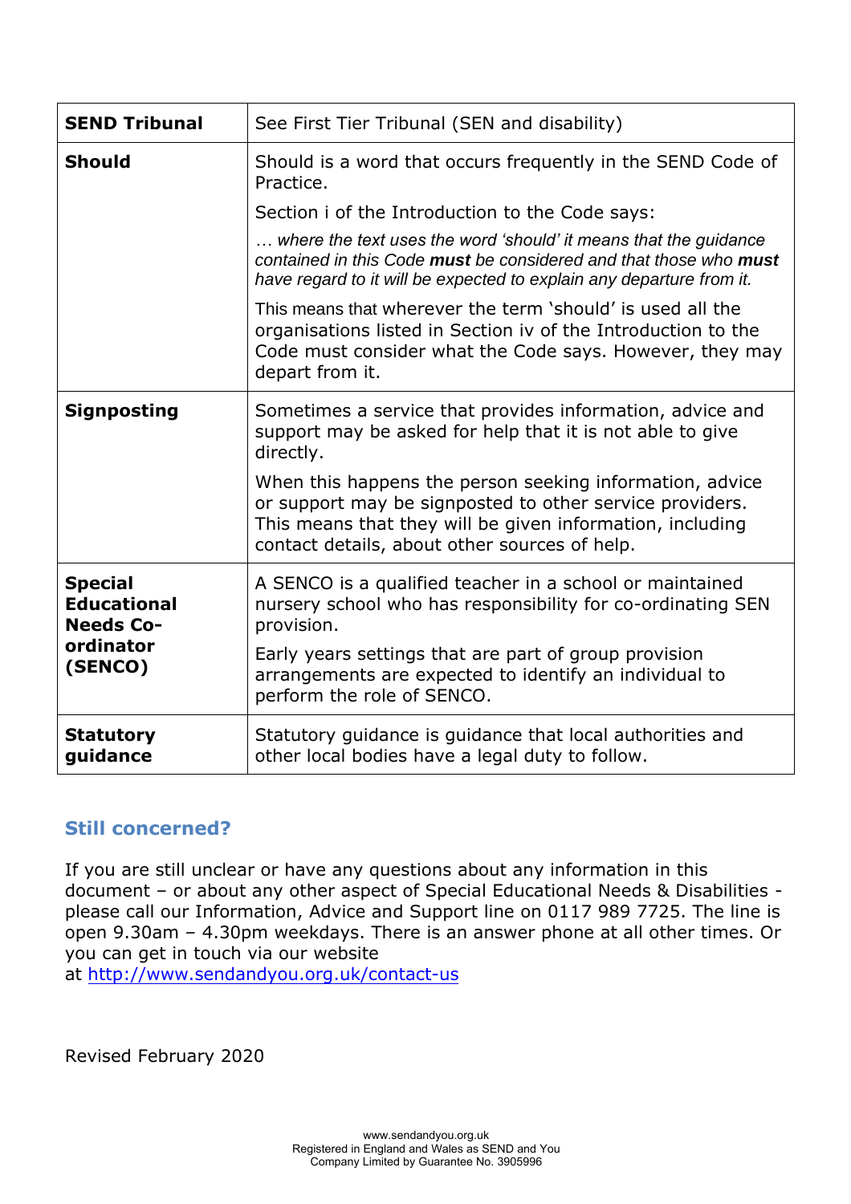| | |
|---|---|
| **SEND Tribunal** | See First Tier Tribunal (SEN and disability) |
| **Should** | Should is a word that occurs frequently in the SEND Code of Practice.<br><br>Section i of the Introduction to the Code says:<br><br>*… where the text uses the word 'should' it means that the guidance contained in this Code **must** be considered and that those who **must** have regard to it will be expected to explain any departure from it.*<br><br>This means that wherever the term 'should' is used all the organisations listed in Section iv of the Introduction to the Code must consider what the Code says. However, they may depart from it. |
| **Signposting** | Sometimes a service that provides information, advice and support may be asked for help that it is not able to give directly.<br><br>When this happens the person seeking information, advice or support may be signposted to other service providers. This means that they will be given information, including contact details, about other sources of help. |
| **Special Educational Needs Co-ordinator (SENCO)** | A SENCO is a qualified teacher in a school or maintained nursery school who has responsibility for co-ordinating SEN provision.<br><br>Early years settings that are part of group provision arrangements are expected to identify an individual to perform the role of SENCO. |
| **Statutory guidance** | Statutory guidance is guidance that local authorities and other local bodies have a legal duty to follow. |

## Still concerned?

If you are still unclear or have any questions about any information in this document – or about any other aspect of Special Educational Needs & Disabilities - please call our Information, Advice and Support line on 0117 989 7725. The line is open 9.30am – 4.30pm weekdays. There is an answer phone at all other times. Or you can get in touch via our website at http://www.sendandyou.org.uk/contact-us

Revised February 2020

www.sendandyou.org.uk
Registered in England and Wales as SEND and You
Company Limited by Guarantee No. 3905996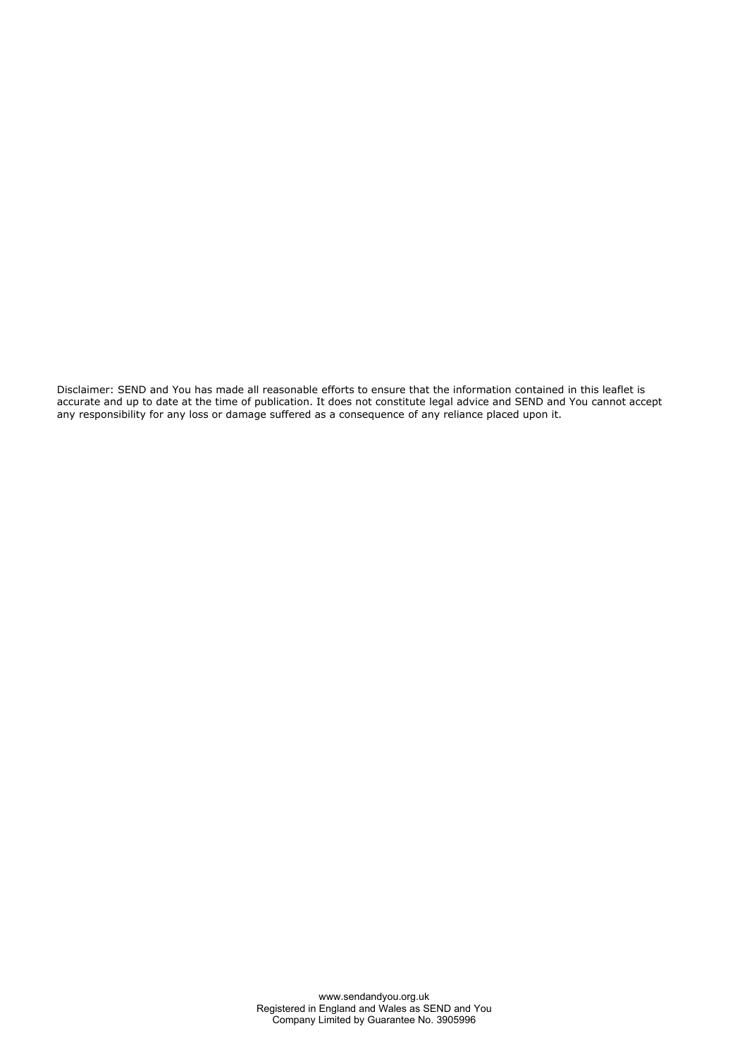Disclaimer: SEND and You has made all reasonable efforts to ensure that the information contained in this leaflet is accurate and up to date at the time of publication. It does not constitute legal advice and SEND and You cannot accept any responsibility for any loss or damage suffered as a consequence of any reliance placed upon it.

www.sendandyou.org.uk
Registered in England and Wales as SEND and You
Company Limited by Guarantee No. 3905996